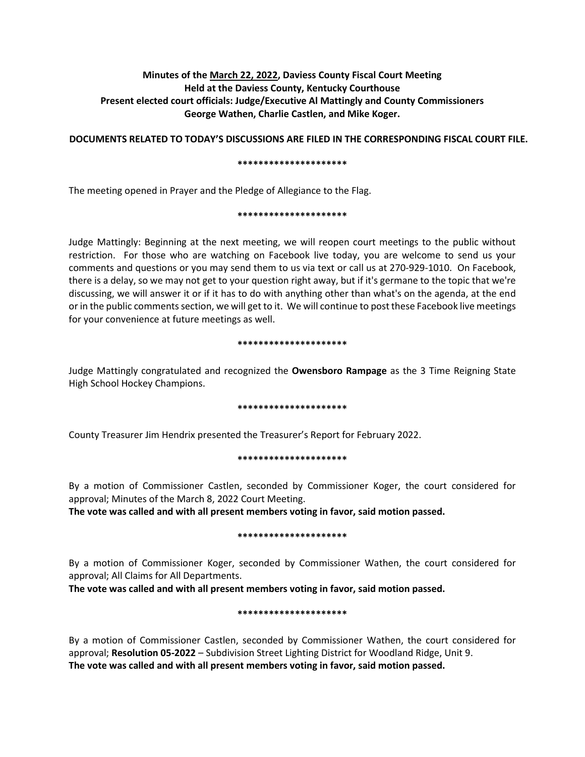**Minutes of the <u>March 22, 2022</u>, Daviess County Fiscal Court Meeting**
**Held at the Daviess County, Kentucky Courthouse**
**Present elected court officials: Judge/Executive Al Mattingly and County Commissioners**
**George Wathen, Charlie Castlen, and Mike Koger.**

**DOCUMENTS RELATED TO TODAY'S DISCUSSIONS ARE FILED IN THE CORRESPONDING FISCAL COURT FILE.**

*********************

The meeting opened in Prayer and the Pledge of Allegiance to the Flag.

*********************

Judge Mattingly: Beginning at the next meeting, we will reopen court meetings to the public without restriction. For those who are watching on Facebook live today, you are welcome to send us your comments and questions or you may send them to us via text or call us at 270-929-1010. On Facebook, there is a delay, so we may not get to your question right away, but if it's germane to the topic that we're discussing, we will answer it or if it has to do with anything other than what's on the agenda, at the end or in the public comments section, we will get to it. We will continue to post these Facebook live meetings for your convenience at future meetings as well.

*********************

Judge Mattingly congratulated and recognized the **Owensboro Rampage** as the 3 Time Reigning State High School Hockey Champions.

*********************

County Treasurer Jim Hendrix presented the Treasurer's Report for February 2022.

*********************

By a motion of Commissioner Castlen, seconded by Commissioner Koger, the court considered for approval; Minutes of the March 8, 2022 Court Meeting.
**The vote was called and with all present members voting in favor, said motion passed.**

*********************

By a motion of Commissioner Koger, seconded by Commissioner Wathen, the court considered for approval; All Claims for All Departments.
**The vote was called and with all present members voting in favor, said motion passed.**

*********************

By a motion of Commissioner Castlen, seconded by Commissioner Wathen, the court considered for approval; **Resolution 05-2022** – Subdivision Street Lighting District for Woodland Ridge, Unit 9.
**The vote was called and with all present members voting in favor, said motion passed.**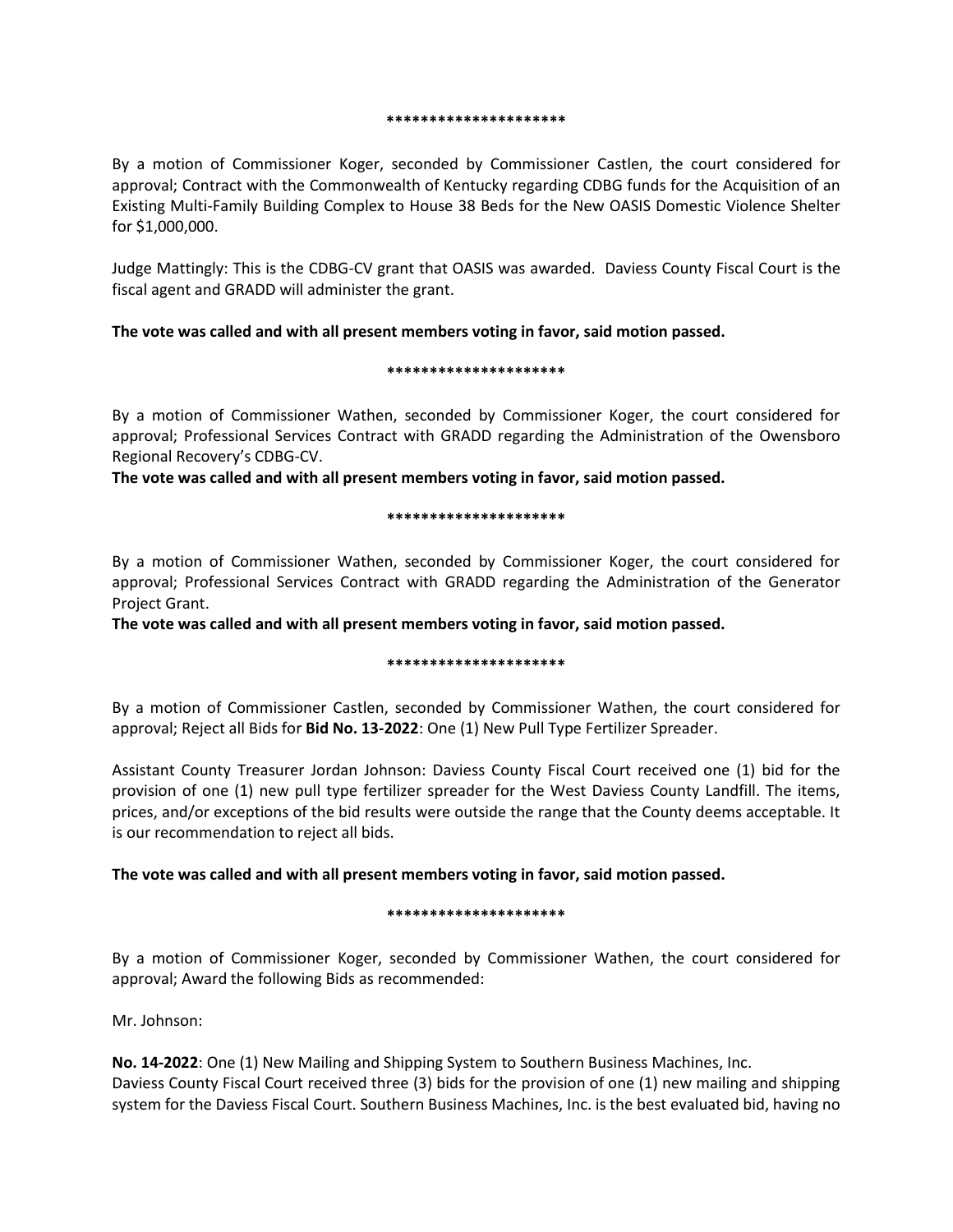*********************

By a motion of Commissioner Koger, seconded by Commissioner Castlen, the court considered for approval; Contract with the Commonwealth of Kentucky regarding CDBG funds for the Acquisition of an Existing Multi-Family Building Complex to House 38 Beds for the New OASIS Domestic Violence Shelter for $1,000,000.

Judge Mattingly: This is the CDBG-CV grant that OASIS was awarded. Daviess County Fiscal Court is the fiscal agent and GRADD will administer the grant.

**The vote was called and with all present members voting in favor, said motion passed.**

*********************

By a motion of Commissioner Wathen, seconded by Commissioner Koger, the court considered for approval; Professional Services Contract with GRADD regarding the Administration of the Owensboro Regional Recovery's CDBG-CV.

**The vote was called and with all present members voting in favor, said motion passed.**

*********************

By a motion of Commissioner Wathen, seconded by Commissioner Koger, the court considered for approval; Professional Services Contract with GRADD regarding the Administration of the Generator Project Grant.

**The vote was called and with all present members voting in favor, said motion passed.**

*********************

By a motion of Commissioner Castlen, seconded by Commissioner Wathen, the court considered for approval; Reject all Bids for **Bid No. 13-2022**: One (1) New Pull Type Fertilizer Spreader.

Assistant County Treasurer Jordan Johnson: Daviess County Fiscal Court received one (1) bid for the provision of one (1) new pull type fertilizer spreader for the West Daviess County Landfill. The items, prices, and/or exceptions of the bid results were outside the range that the County deems acceptable. It is our recommendation to reject all bids.

**The vote was called and with all present members voting in favor, said motion passed.**

*********************

By a motion of Commissioner Koger, seconded by Commissioner Wathen, the court considered for approval; Award the following Bids as recommended:

Mr. Johnson:

**No. 14-2022**: One (1) New Mailing and Shipping System to Southern Business Machines, Inc.
Daviess County Fiscal Court received three (3) bids for the provision of one (1) new mailing and shipping system for the Daviess Fiscal Court. Southern Business Machines, Inc. is the best evaluated bid, having no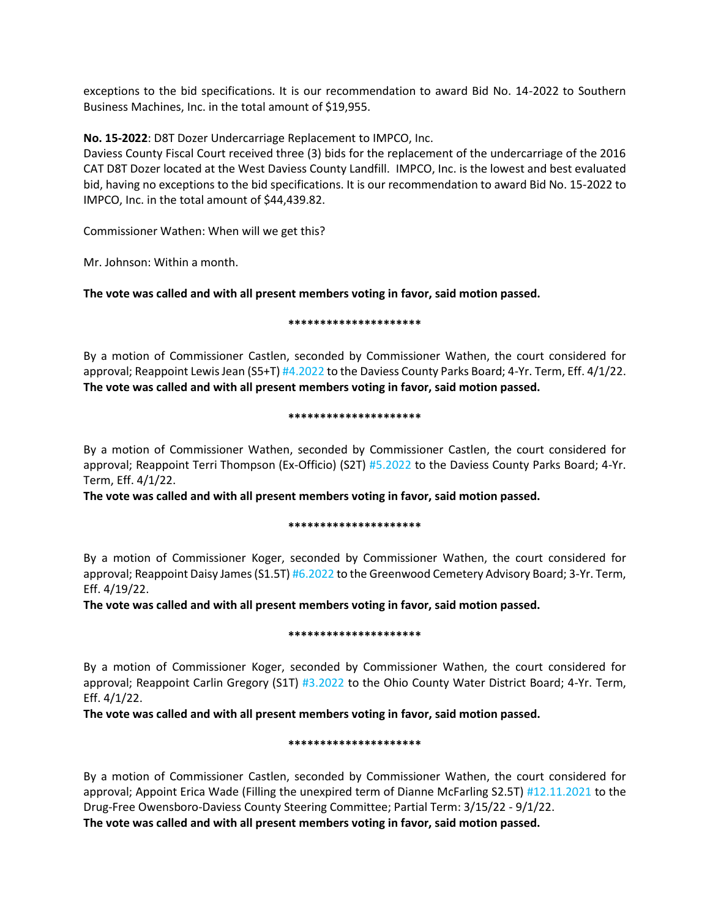exceptions to the bid specifications. It is our recommendation to award Bid No. 14-2022 to Southern Business Machines, Inc. in the total amount of $19,955.

**No. 15-2022**: D8T Dozer Undercarriage Replacement to IMPCO, Inc.
Daviess County Fiscal Court received three (3) bids for the replacement of the undercarriage of the 2016 CAT D8T Dozer located at the West Daviess County Landfill. IMPCO, Inc. is the lowest and best evaluated bid, having no exceptions to the bid specifications. It is our recommendation to award Bid No. 15-2022 to IMPCO, Inc. in the total amount of $44,439.82.

Commissioner Wathen: When will we get this?

Mr. Johnson: Within a month.

**The vote was called and with all present members voting in favor, said motion passed.**

**********************

By a motion of Commissioner Castlen, seconded by Commissioner Wathen, the court considered for approval; Reappoint Lewis Jean (S5+T) #4.2022 to the Daviess County Parks Board; 4-Yr. Term, Eff. 4/1/22.
**The vote was called and with all present members voting in favor, said motion passed.**

**********************

By a motion of Commissioner Wathen, seconded by Commissioner Castlen, the court considered for approval; Reappoint Terri Thompson (Ex-Officio) (S2T) #5.2022 to the Daviess County Parks Board; 4-Yr. Term, Eff. 4/1/22.
**The vote was called and with all present members voting in favor, said motion passed.**

**********************

By a motion of Commissioner Koger, seconded by Commissioner Wathen, the court considered for approval; Reappoint Daisy James (S1.5T) #6.2022 to the Greenwood Cemetery Advisory Board; 3-Yr. Term, Eff. 4/19/22.
**The vote was called and with all present members voting in favor, said motion passed.**

**********************

By a motion of Commissioner Koger, seconded by Commissioner Wathen, the court considered for approval; Reappoint Carlin Gregory (S1T) #3.2022 to the Ohio County Water District Board; 4-Yr. Term, Eff. 4/1/22.
**The vote was called and with all present members voting in favor, said motion passed.**

**********************

By a motion of Commissioner Castlen, seconded by Commissioner Wathen, the court considered for approval; Appoint Erica Wade (Filling the unexpired term of Dianne McFarling S2.5T) #12.11.2021 to the Drug-Free Owensboro-Daviess County Steering Committee; Partial Term: 3/15/22 - 9/1/22.
**The vote was called and with all present members voting in favor, said motion passed.**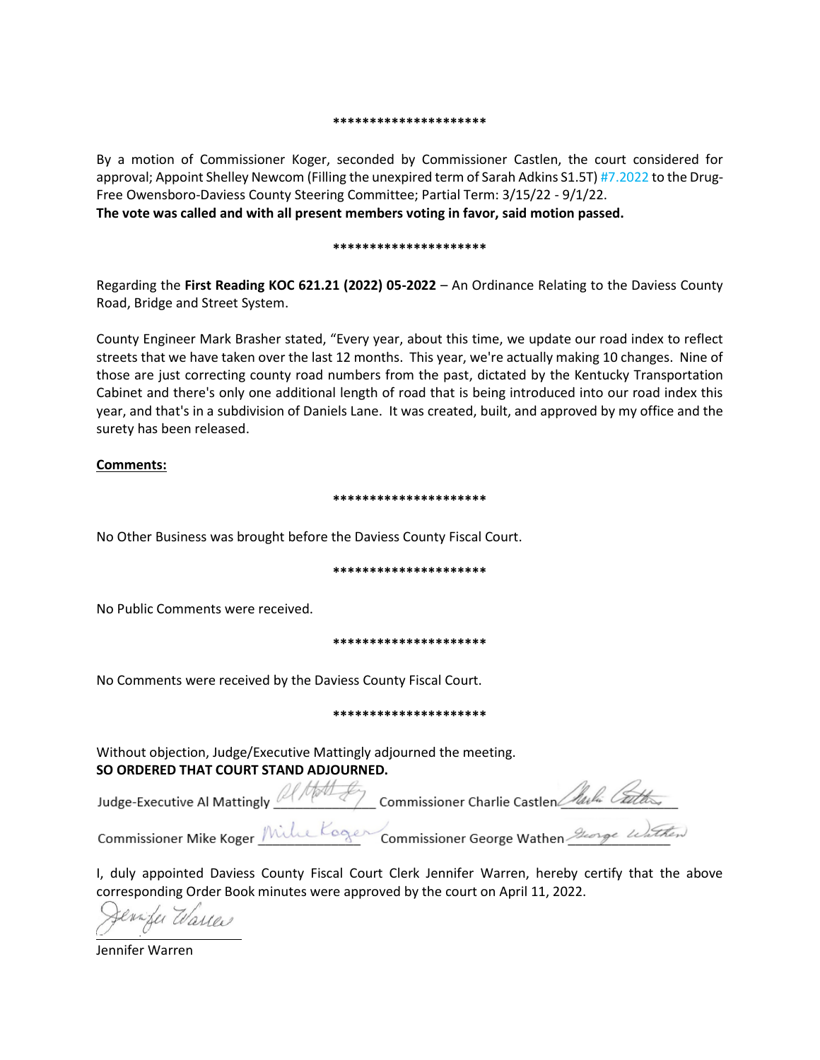*********************

By a motion of Commissioner Koger, seconded by Commissioner Castlen, the court considered for approval; Appoint Shelley Newcom (Filling the unexpired term of Sarah Adkins S1.5T) #7.2022 to the Drug-Free Owensboro-Daviess County Steering Committee; Partial Term: 3/15/22 - 9/1/22.
**The vote was called and with all present members voting in favor, said motion passed.**

*********************

Regarding the **First Reading KOC 621.21 (2022) 05-2022** – An Ordinance Relating to the Daviess County Road, Bridge and Street System.

County Engineer Mark Brasher stated, "Every year, about this time, we update our road index to reflect streets that we have taken over the last 12 months. This year, we're actually making 10 changes. Nine of those are just correcting county road numbers from the past, dictated by the Kentucky Transportation Cabinet and there's only one additional length of road that is being introduced into our road index this year, and that's in a subdivision of Daniels Lane. It was created, built, and approved by my office and the surety has been released.

**Comments:**

*********************

No Other Business was brought before the Daviess County Fiscal Court.

*********************

No Public Comments were received.

*********************

No Comments were received by the Daviess County Fiscal Court.

*********************

Without objection, Judge/Executive Mattingly adjourned the meeting.
**SO ORDERED THAT COURT STAND ADJOURNED.**

Judge-Executive Al Mattingly \_\_\_\_\_\_\_\_\_\_ Commissioner Charlie Castlen \_\_\_\_\_\_\_\_\_\_

Commissioner Mike Koger \_\_\_\_\_\_\_\_\_\_ Commissioner George Wathen \_\_\_\_\_\_\_\_\_\_

I, duly appointed Daviess County Fiscal Court Clerk Jennifer Warren, hereby certify that the above corresponding Order Book minutes were approved by the court on April 11, 2022.

\_\_\_\_\_\_\_\_\_\_
Jennifer Warren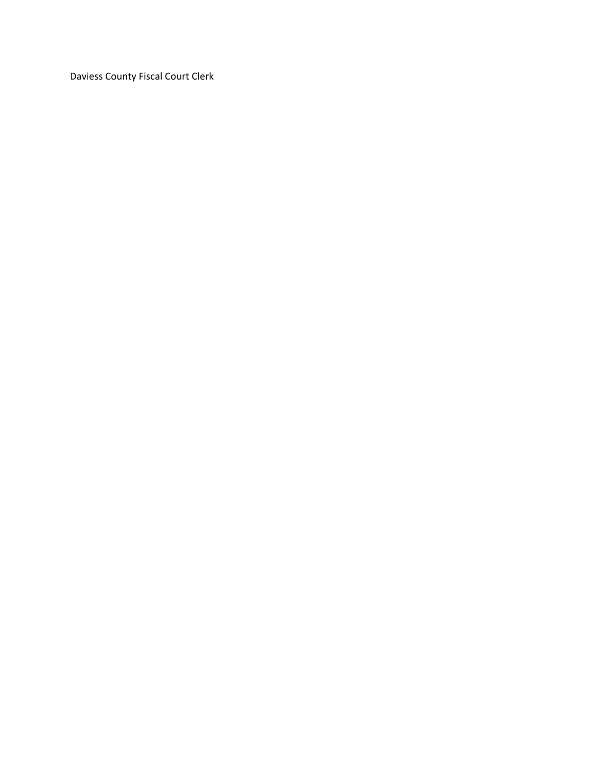Daviess County Fiscal Court Clerk